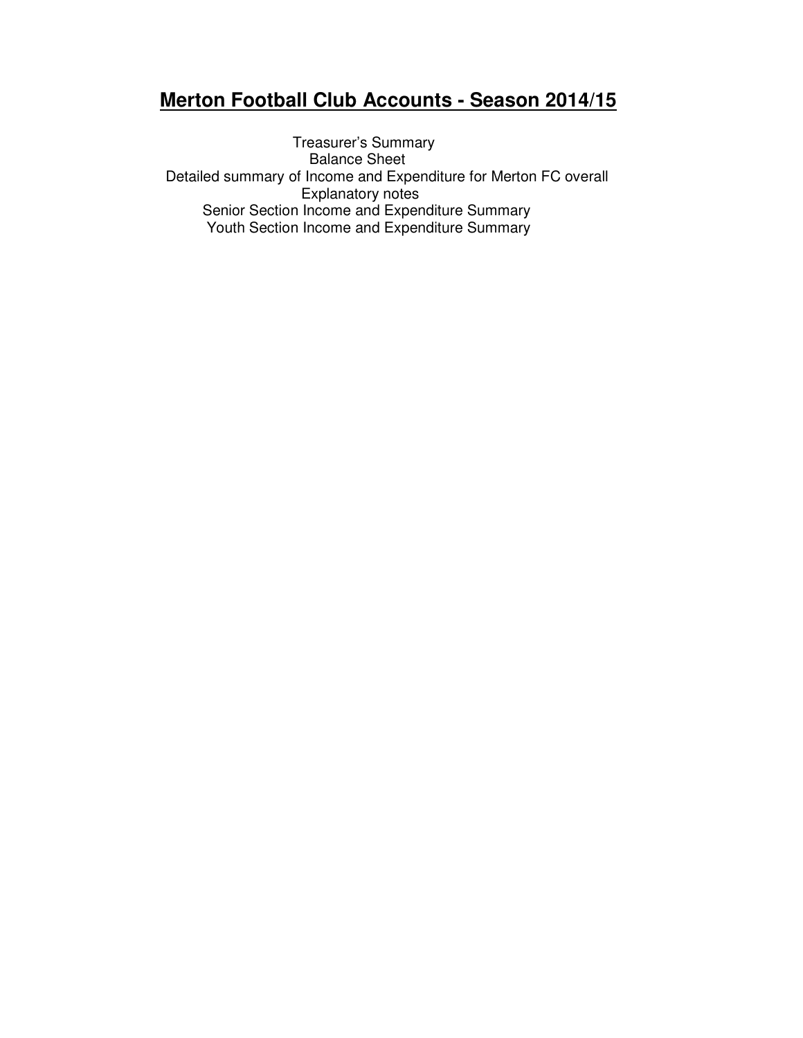# **Merton Football Club Accounts - Season 2014/15**

Treasurer's Summary
Balance Sheet
Detailed summary of Income and Expenditure for Merton FC overall
Explanatory notes
Senior Section Income and Expenditure Summary
Youth Section Income and Expenditure Summary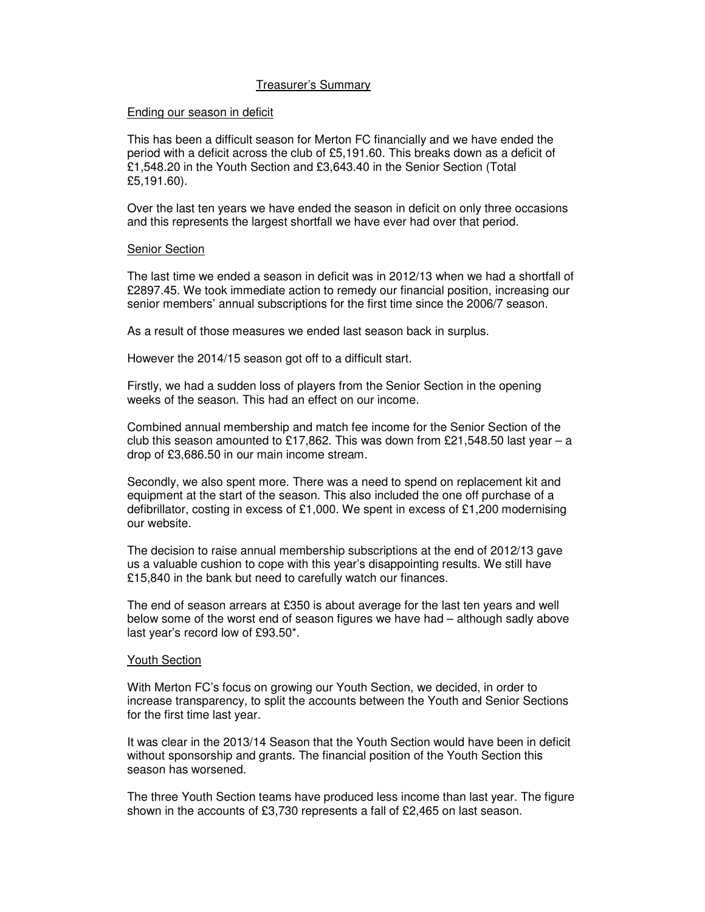# Treasurer's Summary

## Ending our season in deficit

This has been a difficult season for Merton FC financially and we have ended the period with a deficit across the club of £5,191.60. This breaks down as a deficit of £1,548.20 in the Youth Section and £3,643.40 in the Senior Section (Total £5,191.60).

Over the last ten years we have ended the season in deficit on only three occasions and this represents the largest shortfall we have ever had over that period.

## Senior Section

The last time we ended a season in deficit was in 2012/13 when we had a shortfall of £2897.45. We took immediate action to remedy our financial position, increasing our senior members' annual subscriptions for the first time since the 2006/7 season.

As a result of those measures we ended last season back in surplus.

However the 2014/15 season got off to a difficult start.

Firstly, we had a sudden loss of players from the Senior Section in the opening weeks of the season. This had an effect on our income.

Combined annual membership and match fee income for the Senior Section of the club this season amounted to £17,862. This was down from £21,548.50 last year – a drop of £3,686.50 in our main income stream.

Secondly, we also spent more. There was a need to spend on replacement kit and equipment at the start of the season. This also included the one off purchase of a defibrillator, costing in excess of £1,000. We spent in excess of £1,200 modernising our website.

The decision to raise annual membership subscriptions at the end of 2012/13 gave us a valuable cushion to cope with this year's disappointing results. We still have £15,840 in the bank but need to carefully watch our finances.

The end of season arrears at £350 is about average for the last ten years and well below some of the worst end of season figures we have had – although sadly above last year's record low of £93.50*.

## Youth Section

With Merton FC's focus on growing our Youth Section, we decided, in order to increase transparency, to split the accounts between the Youth and Senior Sections for the first time last year.

It was clear in the 2013/14 Season that the Youth Section would have been in deficit without sponsorship and grants. The financial position of the Youth Section this season has worsened.

The three Youth Section teams have produced less income than last year. The figure shown in the accounts of £3,730 represents a fall of £2,465 on last season.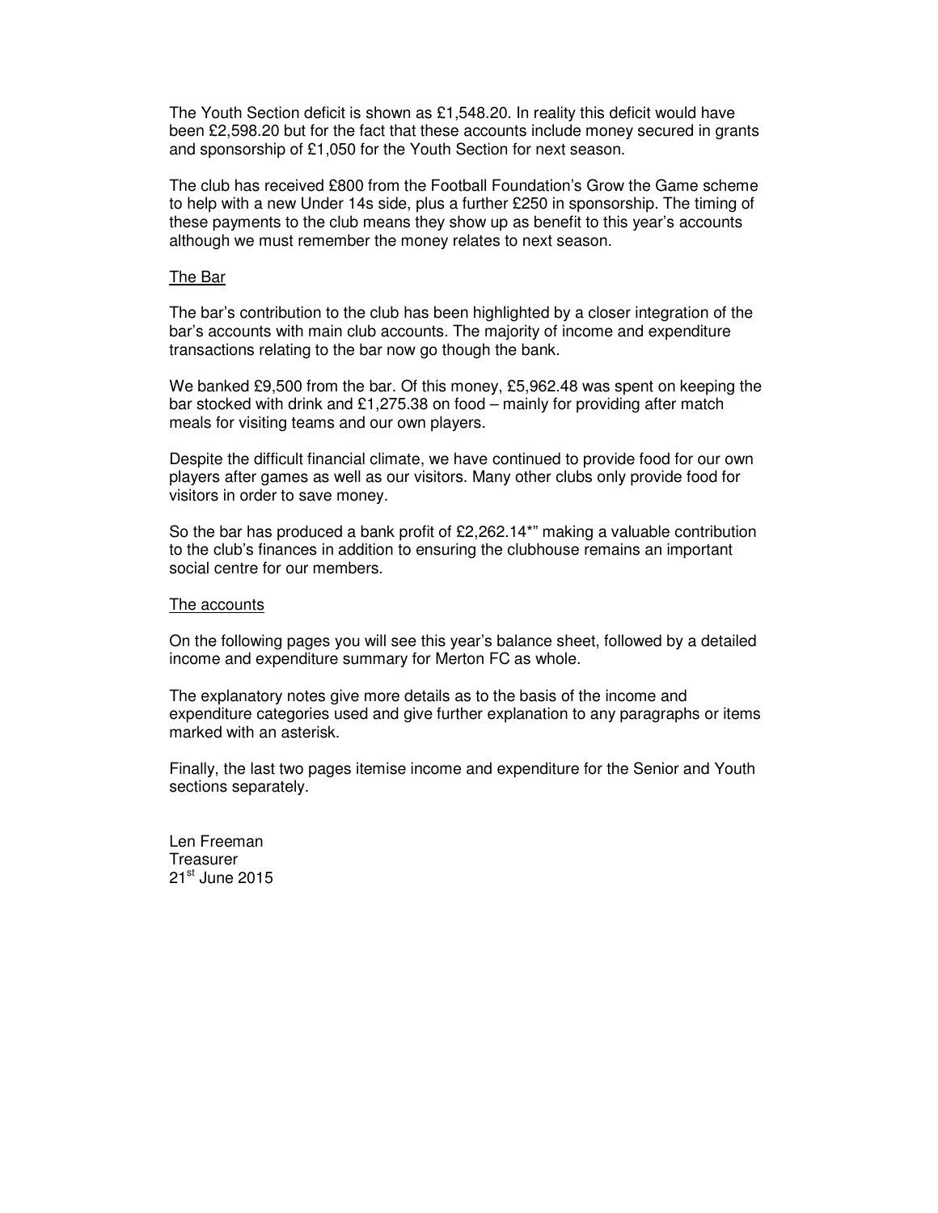The Youth Section deficit is shown as £1,548.20. In reality this deficit would have been £2,598.20 but for the fact that these accounts include money secured in grants and sponsorship of £1,050 for the Youth Section for next season.

The club has received £800 from the Football Foundation's Grow the Game scheme to help with a new Under 14s side, plus a further £250 in sponsorship. The timing of these payments to the club means they show up as benefit to this year's accounts although we must remember the money relates to next season.

## The Bar

The bar's contribution to the club has been highlighted by a closer integration of the bar's accounts with main club accounts. The majority of income and expenditure transactions relating to the bar now go though the bank.

We banked £9,500 from the bar. Of this money, £5,962.48 was spent on keeping the bar stocked with drink and £1,275.38 on food – mainly for providing after match meals for visiting teams and our own players.

Despite the difficult financial climate, we have continued to provide food for our own players after games as well as our visitors. Many other clubs only provide food for visitors in order to save money.

So the bar has produced a bank profit of £2,262.14*" making a valuable contribution to the club's finances in addition to ensuring the clubhouse remains an important social centre for our members.

## The accounts

On the following pages you will see this year's balance sheet, followed by a detailed income and expenditure summary for Merton FC as whole.

The explanatory notes give more details as to the basis of the income and expenditure categories used and give further explanation to any paragraphs or items marked with an asterisk.

Finally, the last two pages itemise income and expenditure for the Senior and Youth sections separately.

Len Freeman
Treasurer
21st June 2015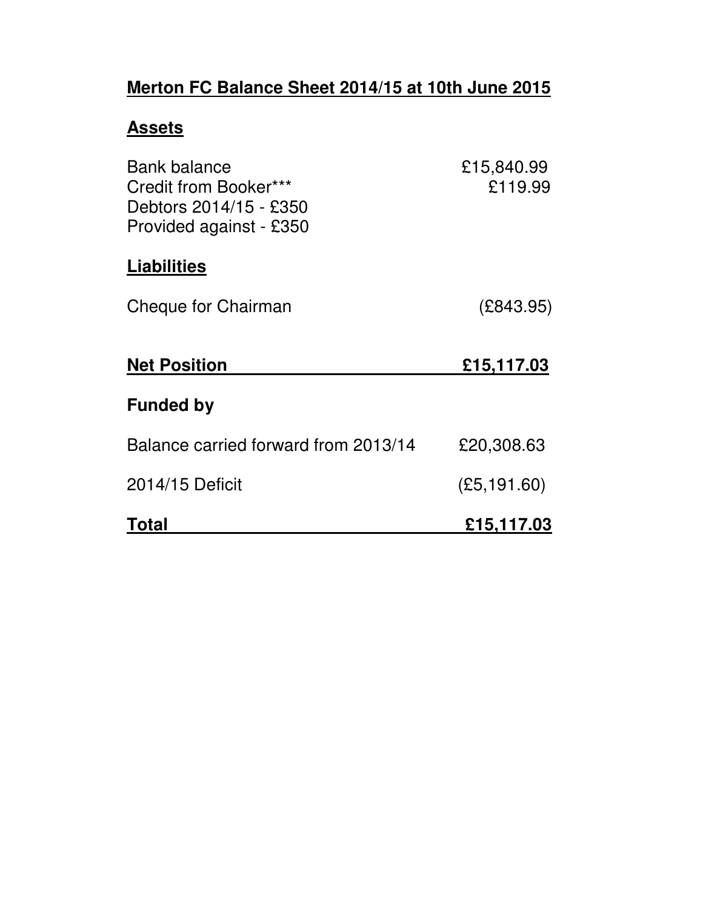# Merton FC Balance Sheet 2014/15 at 10th June 2015

## Assets

| | |
|---|---|
| Bank balance | £15,840.99 |
| Credit from Booker*** | £119.99 |
| Debtors 2014/15 - £350 | |
| Provided against - £350 | |

## Liabilities

| | |
|---|---|
| Cheque for Chairman | (£843.95) |

| | |
|---|---|
| **Net Position** | **£15,117.03** |

## Funded by

| | |
|---|---|
| Balance carried forward from 2013/14 | £20,308.63 |
| 2014/15 Deficit | (£5,191.60) |
| **Total** | **£15,117.03** |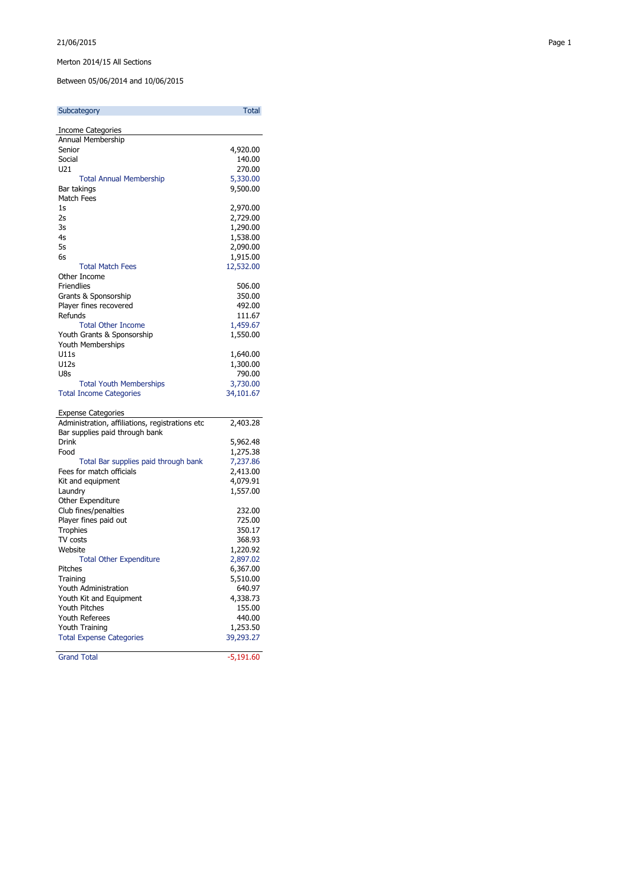21/06/2015

Merton 2014/15 All Sections

Between 05/06/2014 and 10/06/2015

| Subcategory | Total |
|---|---|
| **Income Categories** | |
| Annual Membership | |
| Senior | 4,920.00 |
| Social | 140.00 |
| U21 | 270.00 |
| Total Annual Membership | 5,330.00 |
| Bar takings | 9,500.00 |
| Match Fees | |
| 1s | 2,970.00 |
| 2s | 2,729.00 |
| 3s | 1,290.00 |
| 4s | 1,538.00 |
| 5s | 2,090.00 |
| 6s | 1,915.00 |
| Total Match Fees | 12,532.00 |
| Other Income | |
| Friendlies | 506.00 |
| Grants & Sponsorship | 350.00 |
| Player fines recovered | 492.00 |
| Refunds | 111.67 |
| Total Other Income | 1,459.67 |
| Youth Grants & Sponsorship | 1,550.00 |
| Youth Memberships | |
| U11s | 1,640.00 |
| U12s | 1,300.00 |
| U8s | 790.00 |
| Total Youth Memberships | 3,730.00 |
| Total Income Categories | 34,101.67 |
| **Expense Categories** | |
| Administration, affiliations, registrations etc | 2,403.28 |
| Bar supplies paid through bank | |
| Drink | 5,962.48 |
| Food | 1,275.38 |
| Total Bar supplies paid through bank | 7,237.86 |
| Fees for match officials | 2,413.00 |
| Kit and equipment | 4,079.91 |
| Laundry | 1,557.00 |
| Other Expenditure | |
| Club fines/penalties | 232.00 |
| Player fines paid out | 725.00 |
| Trophies | 350.17 |
| TV costs | 368.93 |
| Website | 1,220.92 |
| Total Other Expenditure | 2,897.02 |
| Pitches | 6,367.00 |
| Training | 5,510.00 |
| Youth Administration | 640.97 |
| Youth Kit and Equipment | 4,338.73 |
| Youth Pitches | 155.00 |
| Youth Referees | 440.00 |
| Youth Training | 1,253.50 |
| Total Expense Categories | 39,293.27 |
| **Grand Total** | -5,191.60 |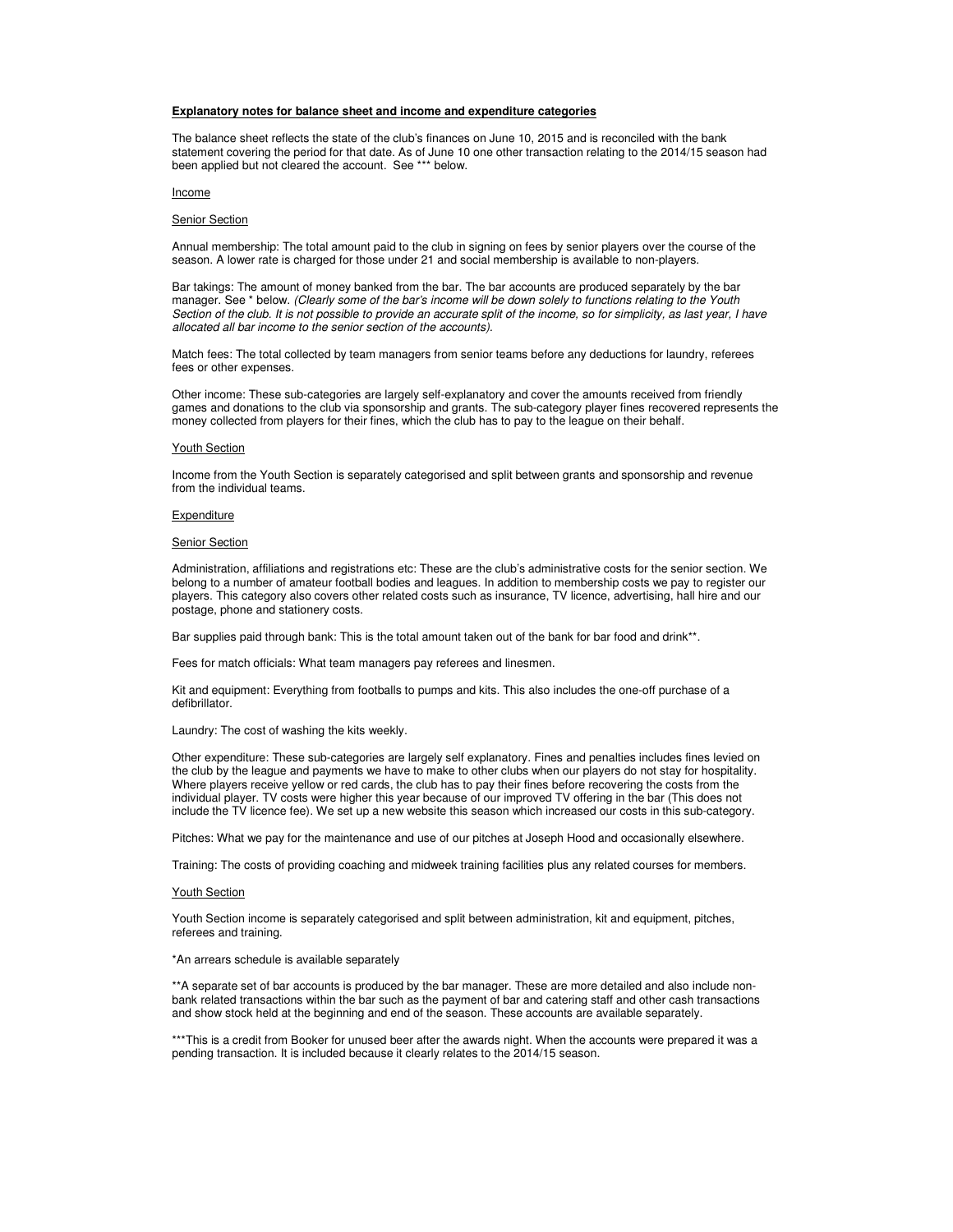## **Explanatory notes for balance sheet and income and expenditure categories**

The balance sheet reflects the state of the club's finances on June 10, 2015 and is reconciled with the bank statement covering the period for that date. As of June 10 one other transaction relating to the 2014/15 season had been applied but not cleared the account. See *** below.

### Income

#### Senior Section

Annual membership: The total amount paid to the club in signing on fees by senior players over the course of the season. A lower rate is charged for those under 21 and social membership is available to non-players.

Bar takings: The amount of money banked from the bar. The bar accounts are produced separately by the bar manager. See * below. *(Clearly some of the bar's income will be down solely to functions relating to the Youth Section of the club. It is not possible to provide an accurate split of the income, so for simplicity, as last year, I have allocated all bar income to the senior section of the accounts).*

Match fees: The total collected by team managers from senior teams before any deductions for laundry, referees fees or other expenses.

Other income: These sub-categories are largely self-explanatory and cover the amounts received from friendly games and donations to the club via sponsorship and grants. The sub-category player fines recovered represents the money collected from players for their fines, which the club has to pay to the league on their behalf.

#### Youth Section

Income from the Youth Section is separately categorised and split between grants and sponsorship and revenue from the individual teams.

### Expenditure

#### Senior Section

Administration, affiliations and registrations etc: These are the club's administrative costs for the senior section. We belong to a number of amateur football bodies and leagues. In addition to membership costs we pay to register our players. This category also covers other related costs such as insurance, TV licence, advertising, hall hire and our postage, phone and stationery costs.

Bar supplies paid through bank: This is the total amount taken out of the bank for bar food and drink**.

Fees for match officials: What team managers pay referees and linesmen.

Kit and equipment: Everything from footballs to pumps and kits. This also includes the one-off purchase of a defibrillator.

Laundry: The cost of washing the kits weekly.

Other expenditure: These sub-categories are largely self explanatory. Fines and penalties includes fines levied on the club by the league and payments we have to make to other clubs when our players do not stay for hospitality. Where players receive yellow or red cards, the club has to pay their fines before recovering the costs from the individual player. TV costs were higher this year because of our improved TV offering in the bar (This does not include the TV licence fee). We set up a new website this season which increased our costs in this sub-category.

Pitches: What we pay for the maintenance and use of our pitches at Joseph Hood and occasionally elsewhere.

Training: The costs of providing coaching and midweek training facilities plus any related courses for members.

#### Youth Section

Youth Section income is separately categorised and split between administration, kit and equipment, pitches, referees and training.

*An arrears schedule is available separately

**A separate set of bar accounts is produced by the bar manager. These are more detailed and also include non-bank related transactions within the bar such as the payment of bar and catering staff and other cash transactions and show stock held at the beginning and end of the season. These accounts are available separately.

***This is a credit from Booker for unused beer after the awards night. When the accounts were prepared it was a pending transaction. It is included because it clearly relates to the 2014/15 season.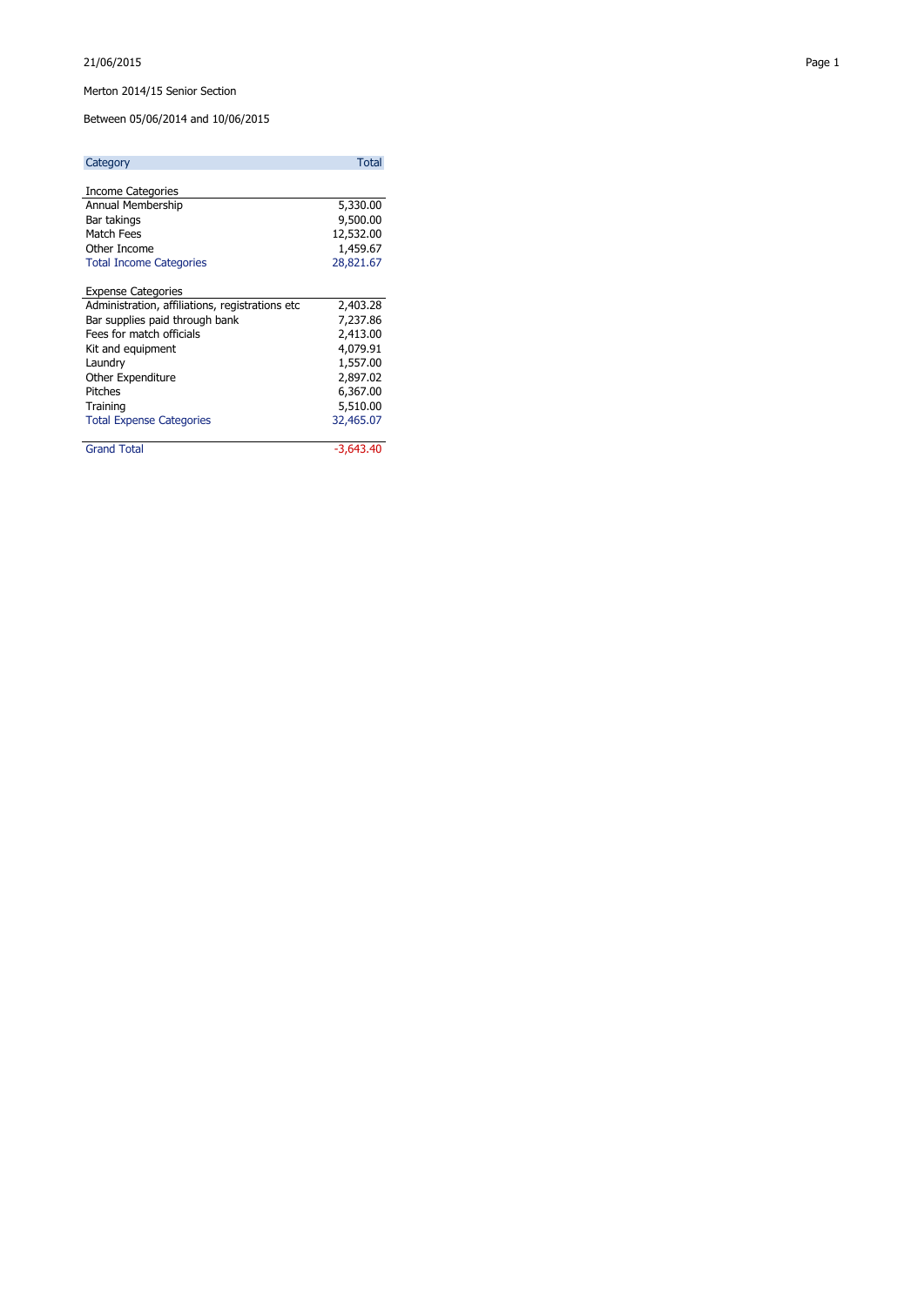21/06/2015

Merton 2014/15 Senior Section

Between 05/06/2014 and 10/06/2015

| Category | Total |
|---|---|
| **Income Categories** | |
| Annual Membership | 5,330.00 |
| Bar takings | 9,500.00 |
| Match Fees | 12,532.00 |
| Other Income | 1,459.67 |
| Total Income Categories | 28,821.67 |
| **Expense Categories** | |
| Administration, affiliations, registrations etc | 2,403.28 |
| Bar supplies paid through bank | 7,237.86 |
| Fees for match officials | 2,413.00 |
| Kit and equipment | 4,079.91 |
| Laundry | 1,557.00 |
| Other Expenditure | 2,897.02 |
| Pitches | 6,367.00 |
| Training | 5,510.00 |
| Total Expense Categories | 32,465.07 |
| Grand Total | -3,643.40 |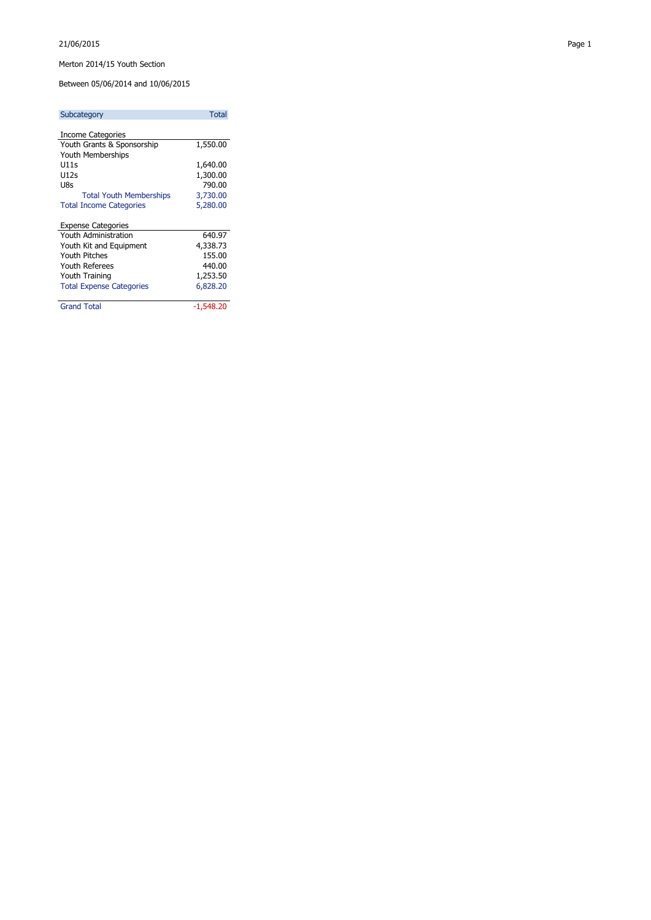21/06/2015

Merton 2014/15 Youth Section

Between 05/06/2014 and 10/06/2015

| Subcategory | Total |
|---|---|
| **Income Categories** | |
| Youth Grants & Sponsorship | 1,550.00 |
| Youth Memberships | |
| U11s | 1,640.00 |
| U12s | 1,300.00 |
| U8s | 790.00 |
| Total Youth Memberships | 3,730.00 |
| Total Income Categories | 5,280.00 |
| **Expense Categories** | |
| Youth Administration | 640.97 |
| Youth Kit and Equipment | 4,338.73 |
| Youth Pitches | 155.00 |
| Youth Referees | 440.00 |
| Youth Training | 1,253.50 |
| Total Expense Categories | 6,828.20 |
| Grand Total | -1,548.20 |